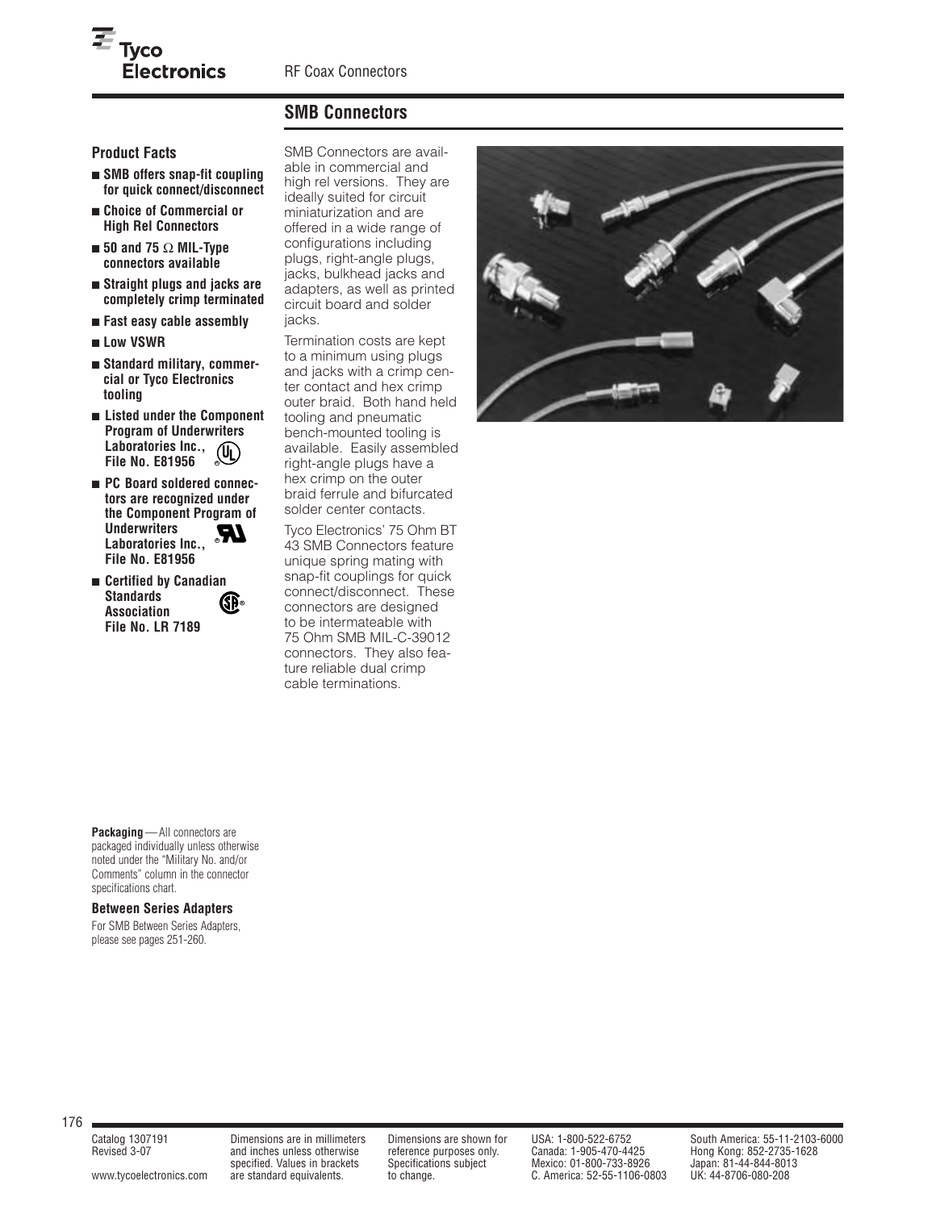# SMB Connectors

### Product Facts

- **SMB offers snap-fit coupling for quick connect/disconnect**
- **Choice of Commercial or High Rel Connectors**
- **50 and 75 Ω MIL-Type connectors available**
- **Straight plugs and jacks are completely crimp terminated**
- **Fast easy cable assembly**
- **Low VSWR**
- **Standard military, commercial or Tyco Electronics tooling**
- **Listed under the Component Program of Underwriters Laboratories Inc., File No. E81956**
- **PC Board soldered connectors are recognized under the Component Program of Underwriters Laboratories Inc., File No. E81956**
- **Certified by Canadian Standards Association File No. LR 7189**

SMB Connectors are available in commercial and high rel versions. They are ideally suited for circuit miniaturization and are offered in a wide range of configurations including plugs, right-angle plugs, jacks, bulkhead jacks and adapters, as well as printed circuit board and solder jacks.

Termination costs are kept to a minimum using plugs and jacks with a crimp center contact and hex crimp outer braid. Both hand held tooling and pneumatic bench-mounted tooling is available. Easily assembled right-angle plugs have a hex crimp on the outer braid ferrule and bifurcated solder center contacts.

Tyco Electronics' 75 Ohm BT 43 SMB Connectors feature unique spring mating with snap-fit couplings for quick connect/disconnect. These connectors are designed to be intermateable with 75 Ohm SMB MIL-C-39012 connectors. They also feature reliable dual crimp cable terminations.

**Packaging** — All connectors are packaged individually unless otherwise noted under the "Military No. and/or Comments" column in the connector specifications chart.

**Between Series Adapters**

For SMB Between Series Adapters, please see pages 251-260.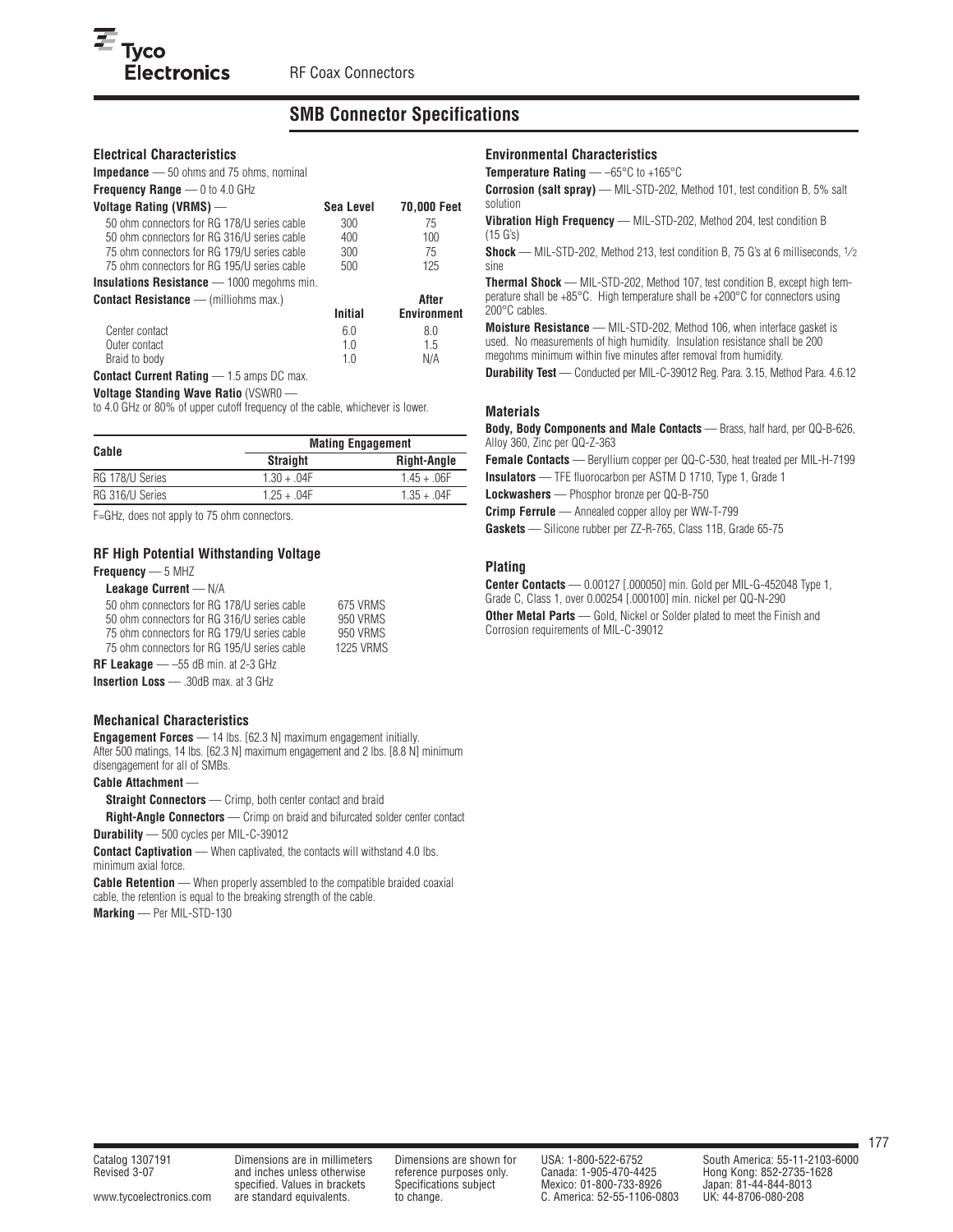# SMB Connector Specifications

## Electrical Characteristics

**Impedance** — 50 ohms and 75 ohms, nominal

**Frequency Range** — 0 to 4.0 GHz

| Voltage Rating (VRMS) — | Sea Level | 70,000 Feet |
|---|---|---|
| 50 ohm connectors for RG 178/U series cable | 300 | 75 |
| 50 ohm connectors for RG 316/U series cable | 400 | 100 |
| 75 ohm connectors for RG 179/U series cable | 300 | 75 |
| 75 ohm connectors for RG 195/U series cable | 500 | 125 |

**Insulations Resistance** — 1000 megohms min.

| Contact Resistance — (milliohms max.) | Initial | After Environment |
|---|---|---|
| Center contact | 6.0 | 8.0 |
| Outer contact | 1.0 | 1.5 |
| Braid to body | 1.0 | N/A |

**Contact Current Rating** — 1.5 amps DC max.

**Voltage Standing Wave Ratio** (VSWR0 —
to 4.0 GHz or 80% of upper cutoff frequency of the cable, whichever is lower.

| Cable | Mating Engagement | |
|---|---|---|
| | Straight | Right-Angle |
| RG 178/U Series | 1.30 + .04F | 1.45 + .06F |
| RG 316/U Series | 1.25 + .04F | 1.35 + .04F |

F=GHz, does not apply to 75 ohm connectors.

## RF High Potential Withstanding Voltage

**Frequency** — 5 MHZ

**Leakage Current** — N/A

| | |
|---|---|
| 50 ohm connectors for RG 178/U series cable | 675 VRMS |
| 50 ohm connectors for RG 316/U series cable | 950 VRMS |
| 75 ohm connectors for RG 179/U series cable | 950 VRMS |
| 75 ohm connectors for RG 195/U series cable | 1225 VRMS |

**RF Leakage** — –55 dB min. at 2-3 GHz

**Insertion Loss** — .30dB max. at 3 GHz

## Mechanical Characteristics

**Engagement Forces** — 14 lbs. [62.3 N] maximum engagement initially. After 500 matings, 14 lbs. [62.3 N] maximum engagement and 2 lbs. [8.8 N] minimum disengagement for all of SMBs.

**Cable Attachment** —

**Straight Connectors** — Crimp, both center contact and braid

**Right-Angle Connectors** — Crimp on braid and bifurcated solder center contact

**Durability** — 500 cycles per MIL-C-39012

**Contact Captivation** — When captivated, the contacts will withstand 4.0 lbs. minimum axial force.

**Cable Retention** — When properly assembled to the compatible braided coaxial cable, the retention is equal to the breaking strength of the cable.

**Marking** — Per MIL-STD-130

## Environmental Characteristics

**Temperature Rating** — –65°C to +165°C

**Corrosion (salt spray)** — MIL-STD-202, Method 101, test condition B, 5% salt solution

**Vibration High Frequency** — MIL-STD-202, Method 204, test condition B (15 G's)

**Shock** — MIL-STD-202, Method 213, test condition B, 75 G's at 6 milliseconds, 1⁄2 sine

**Thermal Shock** — MIL-STD-202, Method 107, test condition B, except high temperature shall be +85°C. High temperature shall be +200°C for connectors using 200°C cables.

**Moisture Resistance** — MIL-STD-202, Method 106, when interface gasket is used. No measurements of high humidity. Insulation resistance shall be 200 megohms minimum within five minutes after removal from humidity.

**Durability Test** — Conducted per MIL-C-39012 Reg. Para. 3.15, Method Para. 4.6.12

## Materials

**Body, Body Components and Male Contacts** — Brass, half hard, per QQ-B-626, Alloy 360, Zinc per QQ-Z-363

**Female Contacts** — Beryllium copper per QQ-C-530, heat treated per MIL-H-7199

**Insulators** — TFE fluorocarbon per ASTM D 1710, Type 1, Grade 1

**Lockwashers** — Phosphor bronze per QQ-B-750

**Crimp Ferrule** — Annealed copper alloy per WW-T-799

**Gaskets** — Silicone rubber per ZZ-R-765, Class 11B, Grade 65-75

## Plating

**Center Contacts** — 0.00127 [.000050] min. Gold per MIL-G-452048 Type 1, Grade C, Class 1, over 0.00254 [.000100] min. nickel per QQ-N-290

**Other Metal Parts** — Gold, Nickel or Solder plated to meet the Finish and Corrosion requirements of MIL-C-39012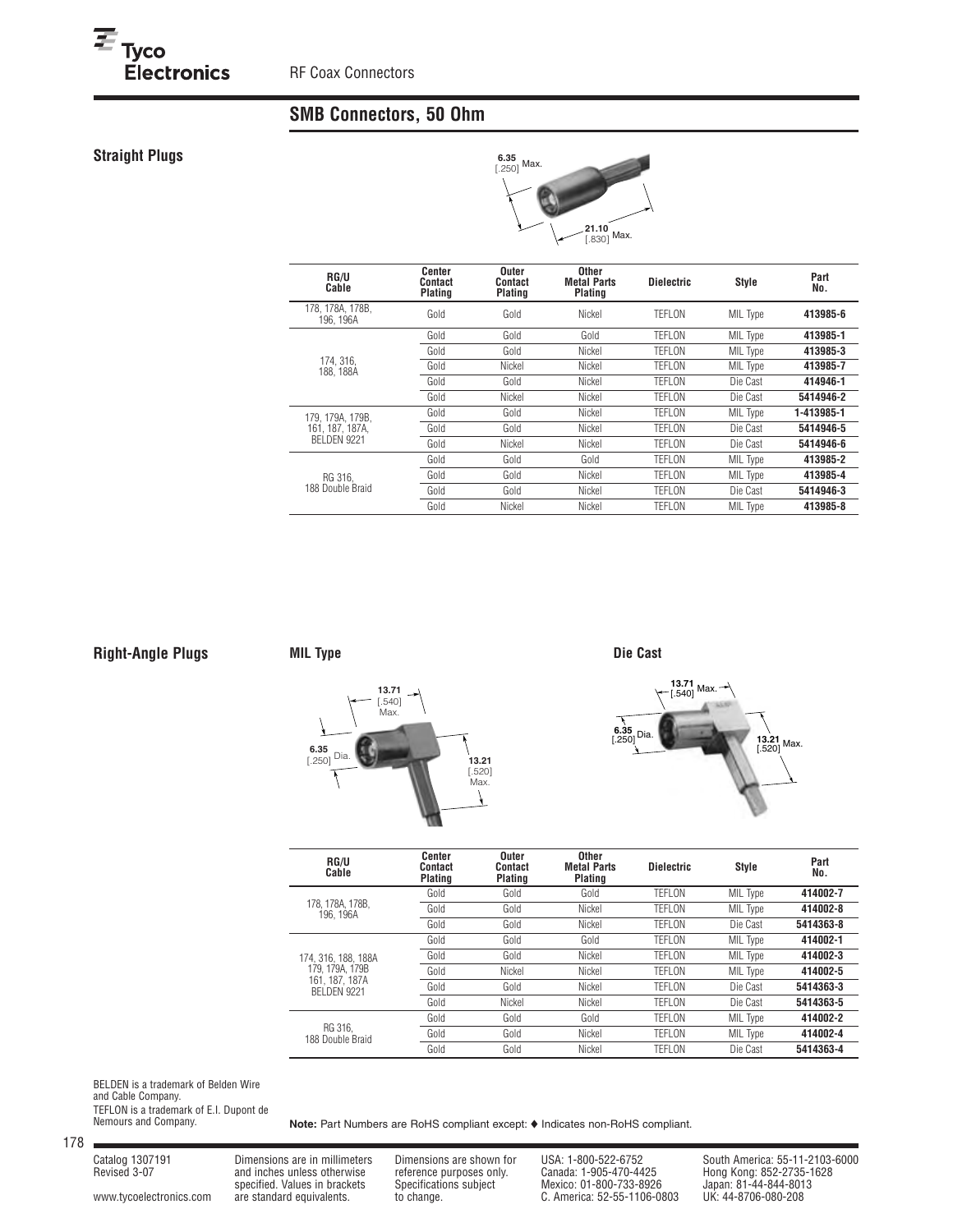## SMB Connectors, 50 Ohm

### Straight Plugs

6.35 [.250] Max.

21.10 [.830] Max.

| RG/U Cable | Center Contact Plating | Outer Contact Plating | Other Metal Parts Plating | Dielectric | Style | Part No. |
|---|---|---|---|---|---|---|
| 178, 178A, 178B, 196, 196A | Gold | Gold | Nickel | TEFLON | MIL Type | **413985-6** |
| 174, 316, 188, 188A | Gold | Gold | Gold | TEFLON | MIL Type | **413985-1** |
| | Gold | Gold | Nickel | TEFLON | MIL Type | **413985-3** |
| | Gold | Nickel | Nickel | TEFLON | MIL Type | **413985-7** |
| | Gold | Gold | Nickel | TEFLON | Die Cast | **414946-1** |
| | Gold | Nickel | Nickel | TEFLON | Die Cast | **5414946-2** |
| 179, 179A, 179B, 161, 187, 187A, BELDEN 9221 | Gold | Gold | Nickel | TEFLON | MIL Type | **1-413985-1** |
| | Gold | Gold | Nickel | TEFLON | Die Cast | **5414946-5** |
| | Gold | Nickel | Nickel | TEFLON | Die Cast | **5414946-6** |
| RG 316, 188 Double Braid | Gold | Gold | Gold | TEFLON | MIL Type | **413985-2** |
| | Gold | Gold | Nickel | TEFLON | MIL Type | **413985-4** |
| | Gold | Gold | Nickel | TEFLON | Die Cast | **5414946-3** |
| | Gold | Nickel | Nickel | TEFLON | MIL Type | **413985-8** |

### Right-Angle Plugs

**MIL Type**

13.71 [.540] Max.

6.35 [.250] Dia.

13.21 [.520] Max.

**Die Cast**

13.71 [.540] Max.

6.35 [.250] Dia.

13.21 [.520] Max.

| RG/U Cable | Center Contact Plating | Outer Contact Plating | Other Metal Parts Plating | Dielectric | Style | Part No. |
|---|---|---|---|---|---|---|
| 178, 178A, 178B, 196, 196A | Gold | Gold | Gold | TEFLON | MIL Type | **414002-7** |
| | Gold | Gold | Nickel | TEFLON | MIL Type | **414002-8** |
| | Gold | Gold | Nickel | TEFLON | Die Cast | **5414363-8** |
| 174, 316, 188, 188A 179, 179A, 179B 161, 187, 187A BELDEN 9221 | Gold | Gold | Gold | TEFLON | MIL Type | **414002-1** |
| | Gold | Gold | Nickel | TEFLON | MIL Type | **414002-3** |
| | Gold | Nickel | Nickel | TEFLON | MIL Type | **414002-5** |
| | Gold | Gold | Nickel | TEFLON | Die Cast | **5414363-3** |
| | Gold | Nickel | Nickel | TEFLON | Die Cast | **5414363-5** |
| RG 316, 188 Double Braid | Gold | Gold | Gold | TEFLON | MIL Type | **414002-2** |
| | Gold | Gold | Nickel | TEFLON | MIL Type | **414002-4** |
| | Gold | Gold | Nickel | TEFLON | Die Cast | **5414363-4** |

BELDEN is a trademark of Belden Wire and Cable Company.
TEFLON is a trademark of E.I. Dupont de Nemours and Company.

**Note:** Part Numbers are RoHS compliant except: ♦ Indicates non-RoHS compliant.

Catalog 1307191
Revised 3-07

www.tycoelectronics.com

Dimensions are in millimeters and inches unless otherwise specified. Values in brackets are standard equivalents.

Dimensions are shown for reference purposes only. Specifications subject to change.

USA: 1-800-522-6752
Canada: 1-905-470-4425
Mexico: 01-800-733-8926
C. America: 52-55-1106-0803

South America: 55-11-2103-6000
Hong Kong: 852-2735-1628
Japan: 81-44-844-8013
UK: 44-8706-080-208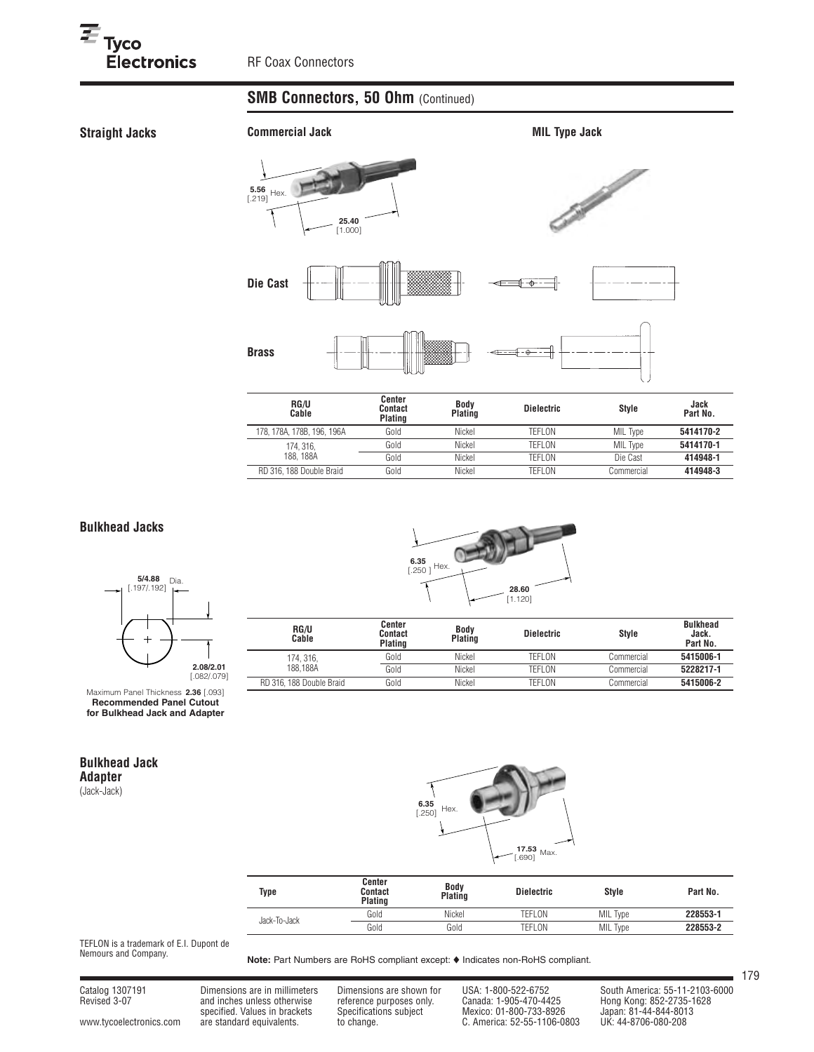## SMB Connectors, 50 Ohm (Continued)

### Straight Jacks

**Commercial Jack**

5.56 [.219] Hex.

25.40 [1.000]

**MIL Type Jack**

**Die Cast**

**Brass**

| RG/U Cable | Center Contact Plating | Body Plating | Dielectric | Style | Jack Part No. |
|---|---|---|---|---|---|
| 178, 178A, 178B, 196, 196A | Gold | Nickel | TEFLON | MIL Type | **5414170-2** |
| 174, 316, 188, 188A | Gold | Nickel | TEFLON | MIL Type | **5414170-1** |
| | Gold | Nickel | TEFLON | Die Cast | **414948-1** |
| RD 316, 188 Double Braid | Gold | Nickel | TEFLON | Commercial | **414948-3** |

### Bulkhead Jacks

**5/4.88** [.197/.192] Dia.

**2.08/2.01** [.082/.079]

Maximum Panel Thickness **2.36** [.093]
**Recommended Panel Cutout for Bulkhead Jack and Adapter**

6.35 [.250 ] Hex.

28.60 [1.120]

| RG/U Cable | Center Contact Plating | Body Plating | Dielectric | Style | Bulkhead Jack. Part No. |
|---|---|---|---|---|---|
| 174, 316, 188,188A | Gold | Nickel | TEFLON | Commercial | **5415006-1** |
| | Gold | Nickel | TEFLON | Commercial | **5228217-1** |
| RD 316, 188 Double Braid | Gold | Nickel | TEFLON | Commercial | **5415006-2** |

### Bulkhead Jack Adapter
(Jack-Jack)

6.35 [.250] Hex.

17.53 [.690] Max.

| Type | Center Contact Plating | Body Plating | Dielectric | Style | Part No. |
|---|---|---|---|---|---|
| Jack-To-Jack | Gold | Nickel | TEFLON | MIL Type | **228553-1** |
| | Gold | Gold | TEFLON | MIL Type | **228553-2** |

TEFLON is a trademark of E.I. Dupont de Nemours and Company.

**Note:** Part Numbers are RoHS compliant except: ♦ Indicates non-RoHS compliant.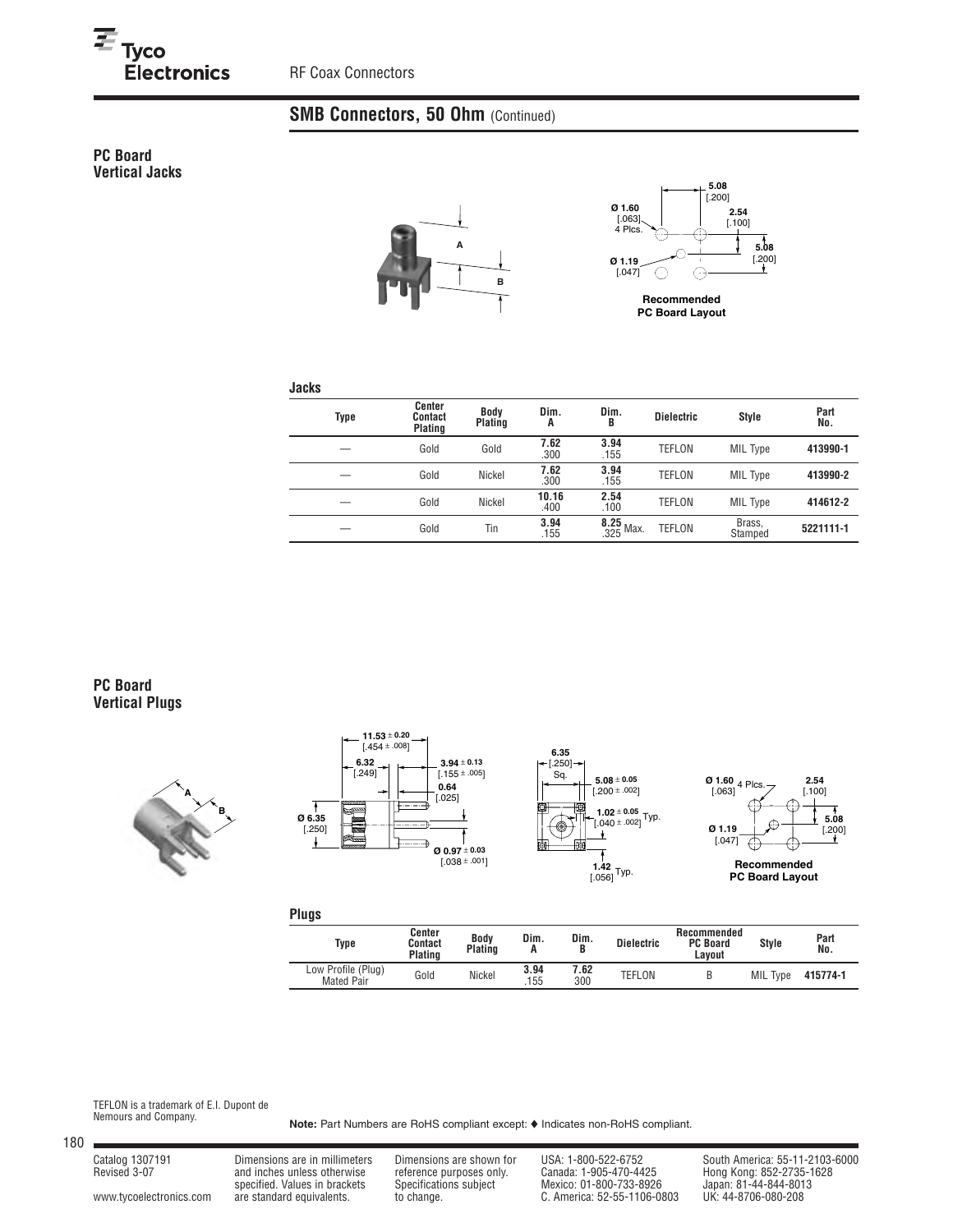## SMB Connectors, 50 Ohm (Continued)

### PC Board Vertical Jacks

Recommended PC Board Layout

**Jacks**

| Type | Center Contact Plating | Body Plating | Dim. A | Dim. B | Dielectric | Style | Part No. |
|---|---|---|---|---|---|---|---|
| — | Gold | Gold | 7.62 .300 | 3.94 .155 | TEFLON | MIL Type | 413990-1 |
| — | Gold | Nickel | 7.62 .300 | 3.94 .155 | TEFLON | MIL Type | 413990-2 |
| — | Gold | Nickel | 10.16 .400 | 2.54 .100 | TEFLON | MIL Type | 414612-2 |
| — | Gold | Tin | 3.94 .155 | 8.25 .325 Max. | TEFLON | Brass, Stamped | 5221111-1 |

### PC Board Vertical Plugs

Recommended PC Board Layout

**Plugs**

| Type | Center Contact Plating | Body Plating | Dim. A | Dim. B | Dielectric | Recommended PC Board Layout | Style | Part No. |
|---|---|---|---|---|---|---|---|---|
| Low Profile (Plug) Mated Pair | Gold | Nickel | 3.94 .155 | 7.62 300 | TEFLON | B | MIL Type | 415774-1 |

TEFLON is a trademark of E.I. Dupont de Nemours and Company.

**Note:** Part Numbers are RoHS compliant except: ♦ Indicates non-RoHS compliant.

Catalog 1307191
Revised 3-07

www.tycoelectronics.com

Dimensions are in millimeters and inches unless otherwise specified. Values in brackets are standard equivalents.

Dimensions are shown for reference purposes only. Specifications subject to change.

USA: 1-800-522-6752
Canada: 1-905-470-4425
Mexico: 01-800-733-8926
C. America: 52-55-1106-0803

South America: 55-11-2103-6000
Hong Kong: 852-2735-1628
Japan: 81-44-844-8013
UK: 44-8706-080-208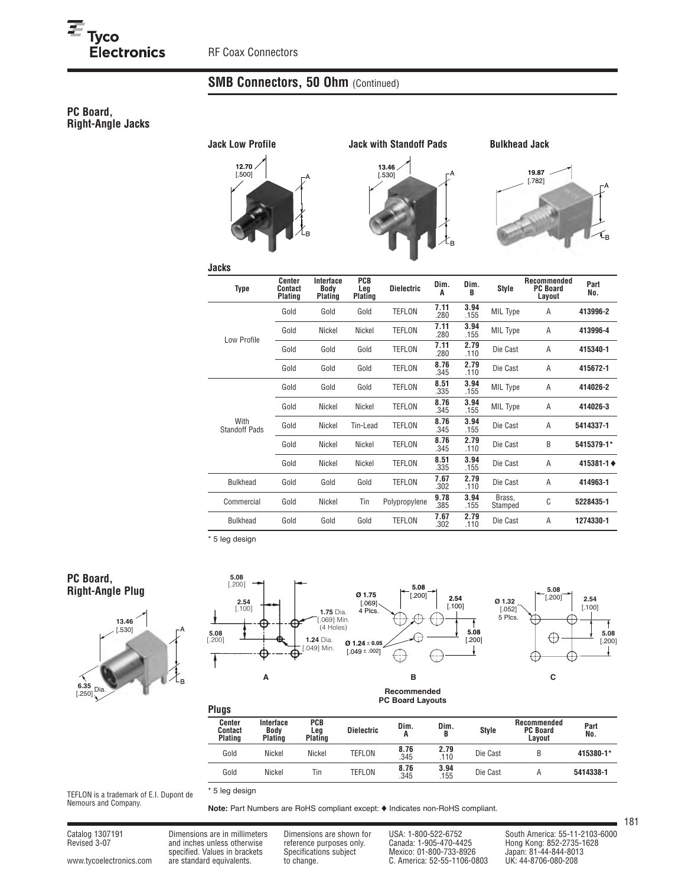## SMB Connectors, 50 Ohm (Continued)

### PC Board, Right-Angle Jacks

**Jack Low Profile** — 12.70 [.500]

**Jack with Standoff Pads** — 13.46 [.530]

**Bulkhead Jack** — 19.87 [.782]

**Jacks**

| Type | Center Contact Plating | Interface Body Plating | PCB Leg Plating | Dielectric | Dim. A | Dim. B | Style | Recommended PC Board Layout | Part No. |
|---|---|---|---|---|---|---|---|---|---|
| Low Profile | Gold | Gold | Gold | TEFLON | 7.11 .280 | 3.94 .155 | MIL Type | A | 413996-2 |
| | Gold | Nickel | Nickel | TEFLON | 7.11 .280 | 3.94 .155 | MIL Type | A | 413996-4 |
| | Gold | Gold | Gold | TEFLON | 7.11 .280 | 2.79 .110 | Die Cast | A | 415340-1 |
| | Gold | Gold | Gold | TEFLON | 8.76 .345 | 2.79 .110 | Die Cast | A | 415672-1 |
| With Standoff Pads | Gold | Gold | Gold | TEFLON | 8.51 .335 | 3.94 .155 | MIL Type | A | 414026-2 |
| | Gold | Nickel | Nickel | TEFLON | 8.76 .345 | 3.94 .155 | MIL Type | A | 414026-3 |
| | Gold | Nickel | Tin-Lead | TEFLON | 8.76 .345 | 3.94 .155 | Die Cast | A | 5414337-1 |
| | Gold | Nickel | Nickel | TEFLON | 8.76 .345 | 2.79 .110 | Die Cast | B | 5415379-1* |
| | Gold | Nickel | Nickel | TEFLON | 8.51 .335 | 3.94 .155 | Die Cast | A | 415381-1 ♦ |
| Bulkhead | Gold | Gold | Gold | TEFLON | 7.67 .302 | 2.79 .110 | Die Cast | A | 414963-1 |
| Commercial | Gold | Nickel | Tin | Polypropylene | 9.78 .385 | 3.94 .155 | Brass, Stamped | C | 5228435-1 |
| Bulkhead | Gold | Gold | Gold | TEFLON | 7.67 .302 | 2.79 .110 | Die Cast | A | 1274330-1 |

* 5 leg design

### PC Board, Right-Angle Plug

13.46 [.530]

6.35 [.250] Dia.

**Recommended PC Board Layouts**

A: 5.08 [.200]; 2.54 [.100]; 1.75 Dia. [.069] Min. (4 Holes); 5.08 [.200]; 1.24 Dia. [.049] Min.

B: Ø 1.75 [.069] 4 Plcs.; 5.08 [.200]; 2.54 [.100]; 5.08 [.200]; Ø 1.24 ± 0.05 [.049 ± .002]

C: Ø 1.32 [.052] 5 Plcs.; 5.08 [.200]; 2.54 [.100]; 5.08 [.200]

**Plugs**

| Center Contact Plating | Interface Body Plating | PCB Leg Plating | Dielectric | Dim. A | Dim. B | Style | Recommended PC Board Layout | Part No. |
|---|---|---|---|---|---|---|---|---|
| Gold | Nickel | Nickel | TEFLON | 8.76 .345 | 2.79 .110 | Die Cast | B | 415380-1* |
| Gold | Nickel | Tin | TEFLON | 8.76 .345 | 3.94 .155 | Die Cast | A | 5414338-1 |

* 5 leg design

TEFLON is a trademark of E.I. Dupont de Nemours and Company.

**Note:** Part Numbers are RoHS compliant except: ♦ Indicates non-RoHS compliant.

Catalog 1307191
Revised 3-07

www.tycoelectronics.com

Dimensions are in millimeters and inches unless otherwise specified. Values in brackets are standard equivalents.

Dimensions are shown for reference purposes only. Specifications subject to change.

USA: 1-800-522-6752
Canada: 1-905-470-4425
Mexico: 01-800-733-8926
C. America: 52-55-1106-0803

South America: 55-11-2103-6000
Hong Kong: 852-2735-1628
Japan: 81-44-844-8013
UK: 44-8706-080-208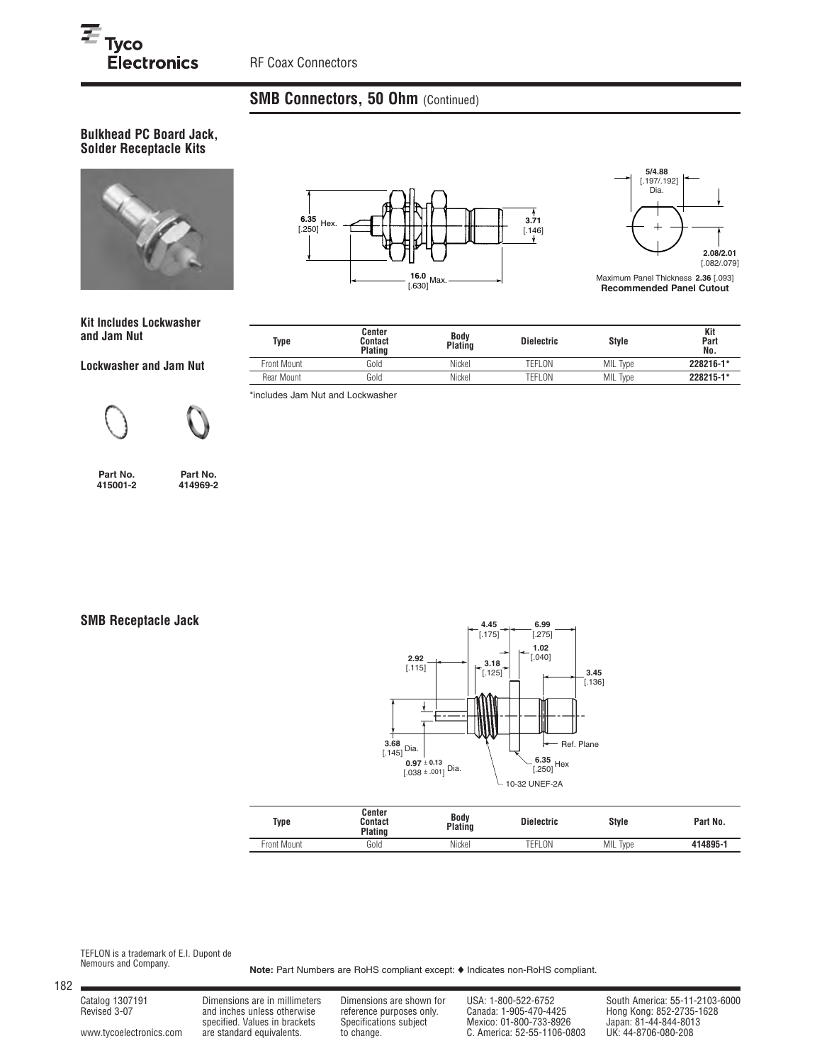## SMB Connectors, 50 Ohm (Continued)

### Bulkhead PC Board Jack, Solder Receptacle Kits

6.35 [.250] Hex.

3.71 [.146]

16.0 [.630] Max.

5/4.88 [.197/.192] Dia.

2.08/2.01 [.082/.079]

Maximum Panel Thickness **2.36** [.093]
**Recommended Panel Cutout**

**Kit Includes Lockwasher and Jam Nut**

| Type | Center Contact Plating | Body Plating | Dielectric | Style | Kit Part No. |
|---|---|---|---|---|---|
| Front Mount | Gold | Nickel | TEFLON | MIL Type | **228216-1*** |
| Rear Mount | Gold | Nickel | TEFLON | MIL Type | **228215-1*** |

*includes Jam Nut and Lockwasher

**Lockwasher and Jam Nut**

**Part No. 415001-2** **Part No. 414969-2**

### SMB Receptacle Jack

4.45 [.175] 6.99 [.275] 1.02 [.040] 2.92 [.115] 3.18 [.125] 3.45 [.136]

3.68 [.145] Dia.

0.97 ± 0.13 [.038 ± .001] Dia.

Ref. Plane

6.35 [.250] Hex

10-32 UNEF-2A

| Type | Center Contact Plating | Body Plating | Dielectric | Style | Part No. |
|---|---|---|---|---|---|
| Front Mount | Gold | Nickel | TEFLON | MIL Type | **414895-1** |

TEFLON is a trademark of E.I. Dupont de Nemours and Company.

**Note:** Part Numbers are RoHS compliant except: ♦ Indicates non-RoHS compliant.

Catalog 1307191
Revised 3-07

www.tycoelectronics.com

Dimensions are in millimeters and inches unless otherwise specified. Values in brackets are standard equivalents.

Dimensions are shown for reference purposes only. Specifications subject to change.

USA: 1-800-522-6752
Canada: 1-905-470-4425
Mexico: 01-800-733-8926
C. America: 52-55-1106-0803

South America: 55-11-2103-6000
Hong Kong: 852-2735-1628
Japan: 81-44-844-8013
UK: 44-8706-080-208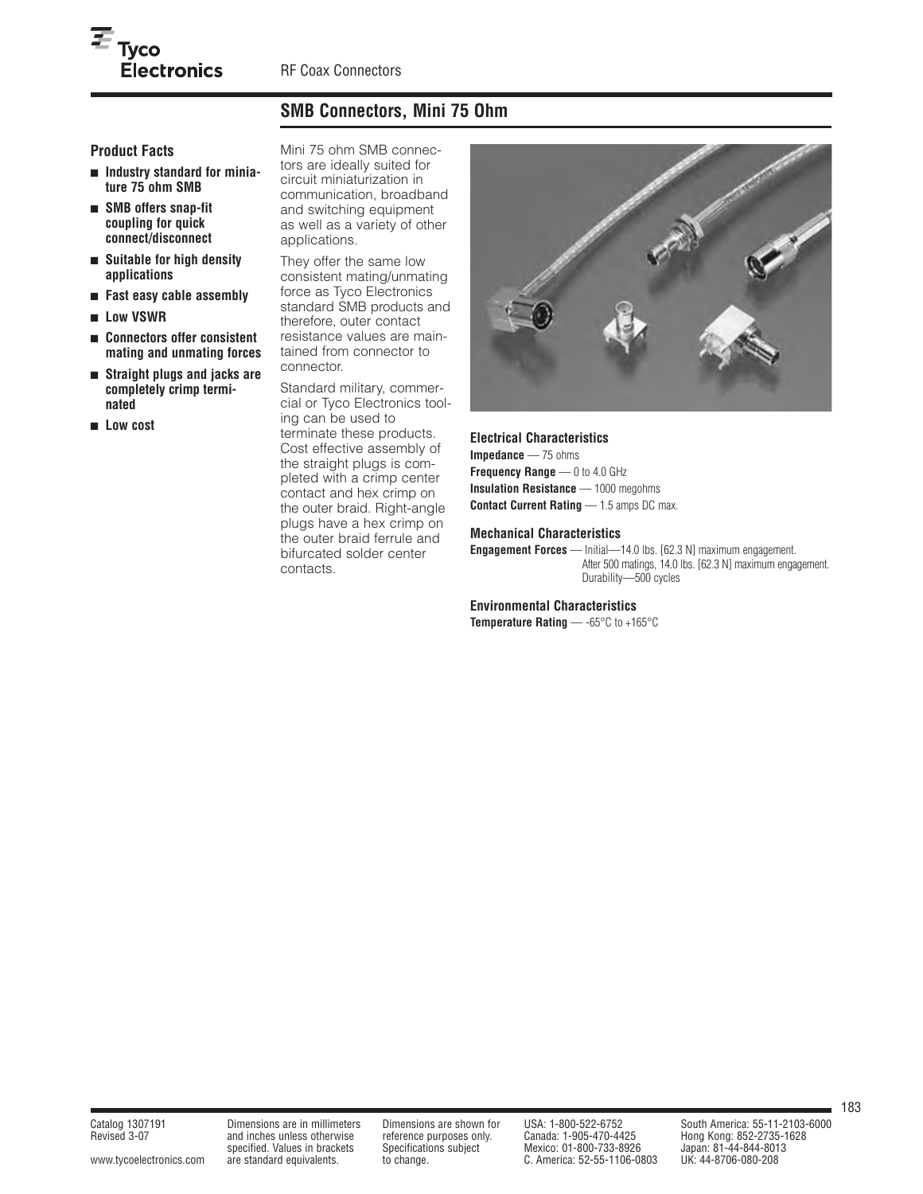## SMB Connectors, Mini 75 Ohm

### Product Facts

- **Industry standard for miniature 75 ohm SMB**
- **SMB offers snap-fit coupling for quick connect/disconnect**
- **Suitable for high density applications**
- **Fast easy cable assembly**
- **Low VSWR**
- **Connectors offer consistent mating and unmating forces**
- **Straight plugs and jacks are completely crimp terminated**
- **Low cost**

Mini 75 ohm SMB connectors are ideally suited for circuit miniaturization in communication, broadband and switching equipment as well as a variety of other applications.

They offer the same low consistent mating/unmating force as Tyco Electronics standard SMB products and therefore, outer contact resistance values are maintained from connector to connector.

Standard military, commercial or Tyco Electronics tooling can be used to terminate these products. Cost effective assembly of the straight plugs is completed with a crimp center contact and hex crimp on the outer braid. Right-angle plugs have a hex crimp on the outer braid ferrule and bifurcated solder center contacts.

### Electrical Characteristics

**Impedance** — 75 ohms
**Frequency Range** — 0 to 4.0 GHz
**Insulation Resistance** — 1000 megohms
**Contact Current Rating** — 1.5 amps DC max.

### Mechanical Characteristics

**Engagement Forces** — Initial—14.0 lbs. [62.3 N] maximum engagement.
After 500 matings, 14.0 lbs. [62.3 N] maximum engagement.
Durability—500 cycles

### Environmental Characteristics

**Temperature Rating** — -65°C to +165°C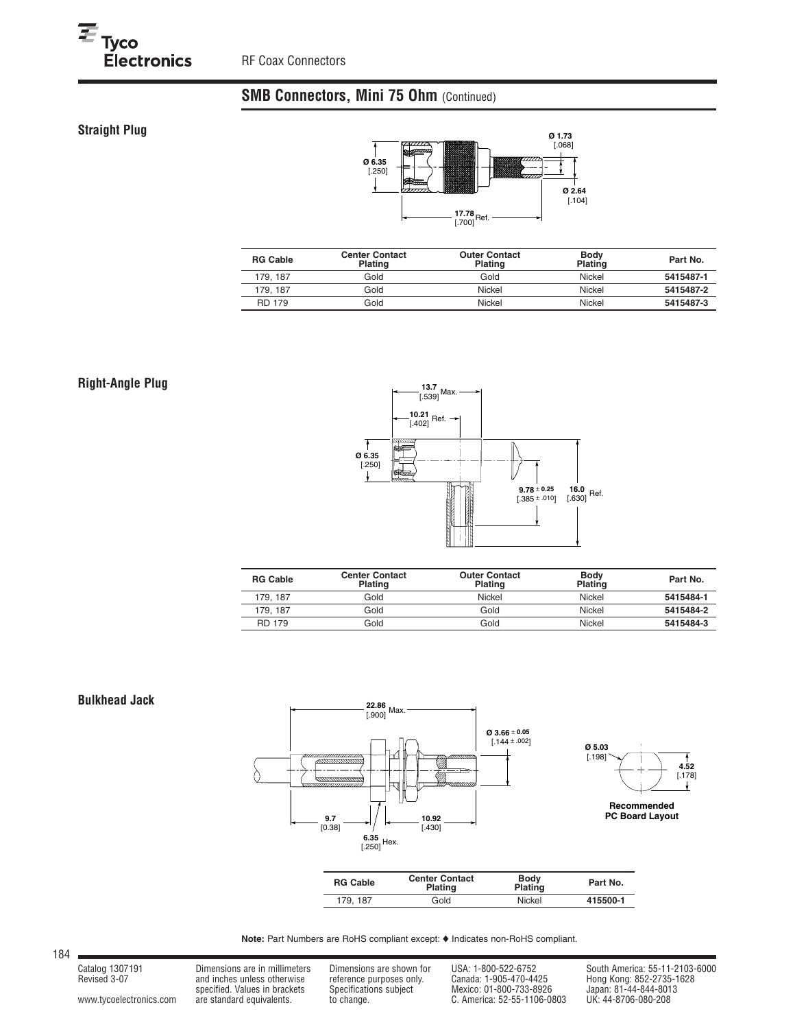## SMB Connectors, Mini 75 Ohm (Continued)

### Straight Plug

| RG Cable | Center Contact Plating | Outer Contact Plating | Body Plating | Part No. |
|---|---|---|---|---|
| 179, 187 | Gold | Gold | Nickel | **5415487-1** |
| 179, 187 | Gold | Nickel | Nickel | **5415487-2** |
| RD 179 | Gold | Nickel | Nickel | **5415487-3** |

### Right-Angle Plug

| RG Cable | Center Contact Plating | Outer Contact Plating | Body Plating | Part No. |
|---|---|---|---|---|
| 179, 187 | Gold | Nickel | Nickel | **5415484-1** |
| 179, 187 | Gold | Gold | Nickel | **5415484-2** |
| RD 179 | Gold | Gold | Nickel | **5415484-3** |

### Bulkhead Jack

Recommended PC Board Layout

| RG Cable | Center Contact Plating | Body Plating | Part No. |
|---|---|---|---|
| 179, 187 | Gold | Nickel | **415500-1** |

**Note:** Part Numbers are RoHS compliant except: ♦ Indicates non-RoHS compliant.

Catalog 1307191
Revised 3-07

www.tycoelectronics.com

Dimensions are in millimeters and inches unless otherwise specified. Values in brackets are standard equivalents.

Dimensions are shown for reference purposes only. Specifications subject to change.

USA: 1-800-522-6752
Canada: 1-905-470-4425
Mexico: 01-800-733-8926
C. America: 52-55-1106-0803

South America: 55-11-2103-6000
Hong Kong: 852-2735-1628
Japan: 81-44-844-8013
UK: 44-8706-080-208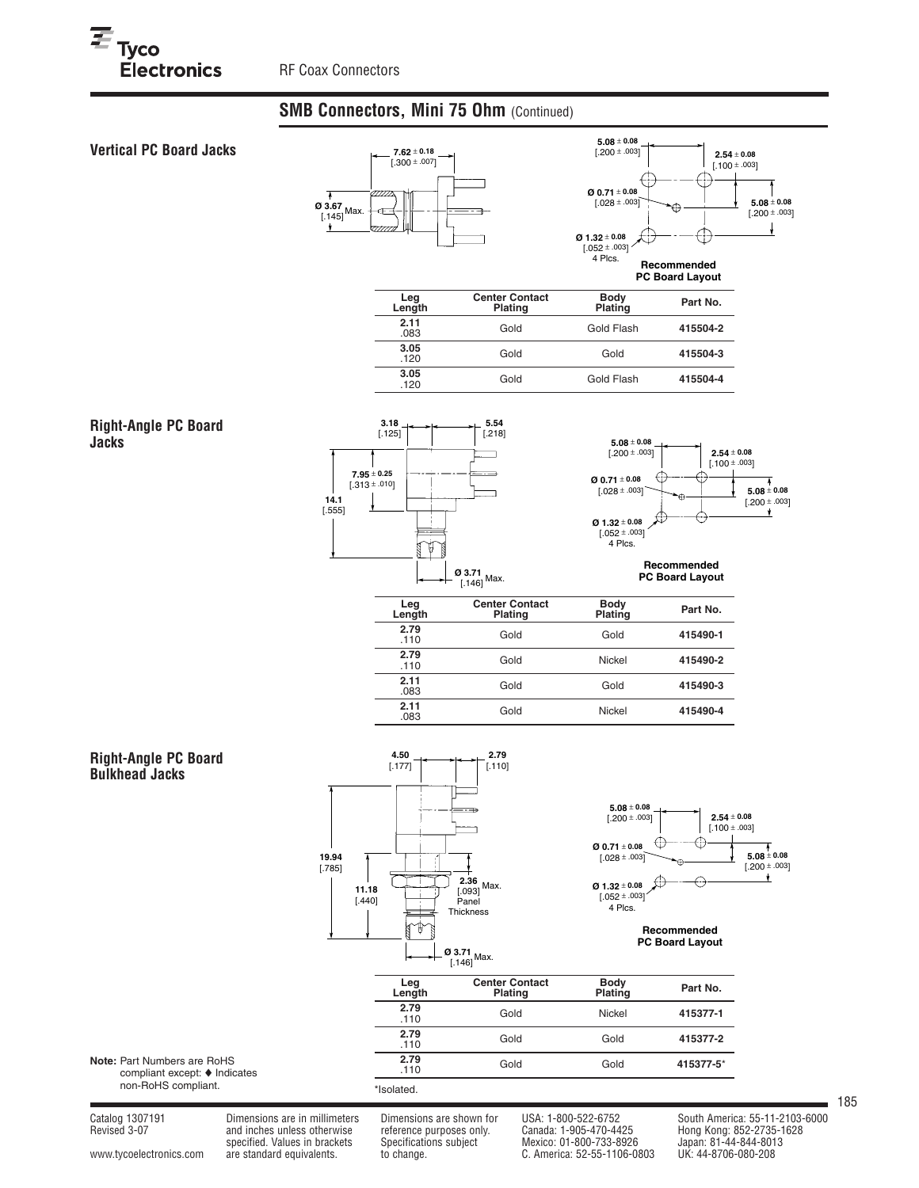## SMB Connectors, Mini 75 Ohm (Continued)

### Vertical PC Board Jacks

Recommended PC Board Layout

| Leg Length | Center Contact Plating | Body Plating | Part No. |
|---|---|---|---|
| 2.11 .083 | Gold | Gold Flash | 415504-2 |
| 3.05 .120 | Gold | Gold | 415504-3 |
| 3.05 .120 | Gold | Gold Flash | 415504-4 |

### Right-Angle PC Board Jacks

Recommended PC Board Layout

| Leg Length | Center Contact Plating | Body Plating | Part No. |
|---|---|---|---|
| 2.79 .110 | Gold | Gold | 415490-1 |
| 2.79 .110 | Gold | Nickel | 415490-2 |
| 2.11 .083 | Gold | Gold | 415490-3 |
| 2.11 .083 | Gold | Nickel | 415490-4 |

### Right-Angle PC Board Bulkhead Jacks

Recommended PC Board Layout

| Leg Length | Center Contact Plating | Body Plating | Part No. |
|---|---|---|---|
| 2.79 .110 | Gold | Nickel | 415377-1 |
| 2.79 .110 | Gold | Gold | 415377-2 |
| 2.79 .110 | Gold | Gold | 415377-5* |

*Isolated.

**Note:** Part Numbers are RoHS compliant except: ♦ Indicates non-RoHS compliant.

Catalog 1307191
Revised 3-07

www.tycoelectronics.com

Dimensions are in millimeters and inches unless otherwise specified. Values in brackets are standard equivalents.

Dimensions are shown for reference purposes only. Specifications subject to change.

USA: 1-800-522-6752
Canada: 1-905-470-4425
Mexico: 01-800-733-8926
C. America: 52-55-1106-0803

South America: 55-11-2103-6000
Hong Kong: 852-2735-1628
Japan: 81-44-844-8013
UK: 44-8706-080-208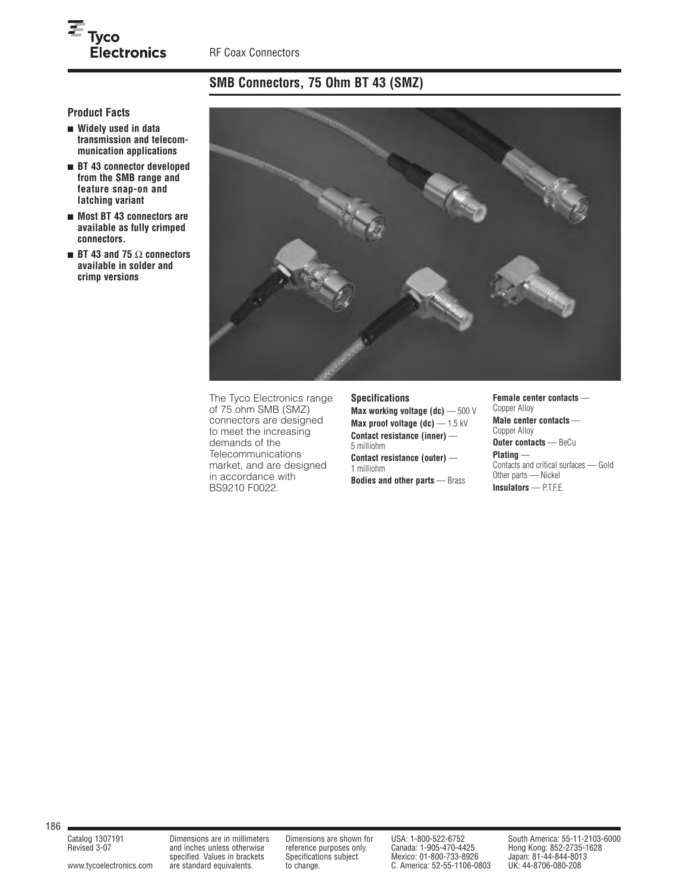## SMB Connectors, 75 Ohm BT 43 (SMZ)

### Product Facts

- **Widely used in data transmission and telecommunication applications**
- **BT 43 connector developed from the SMB range and feature snap-on and latching variant**
- **Most BT 43 connectors are available as fully crimped connectors.**
- **BT 43 and 75 Ω connectors available in solder and crimp versions**

The Tyco Electronics range of 75 ohm SMB (SMZ) connectors are designed to meet the increasing demands of the Telecommunications market, and are designed in accordance with BS9210 F0022.

### Specifications

**Max working voltage (dc)** — 500 V

**Max proof voltage (dc)** — 1.5 kV

**Contact resistance (inner)** — 5 milliohm

**Contact resistance (outer)** — 1 milliohm

**Bodies and other parts** — Brass

**Female center contacts** — Copper Alloy

**Male center contacts** — Copper Alloy

**Outer contacts** — BeCu

**Plating** —
Contacts and critical surfaces — Gold
Other parts — Nickel

**Insulators** — P.T.F.E.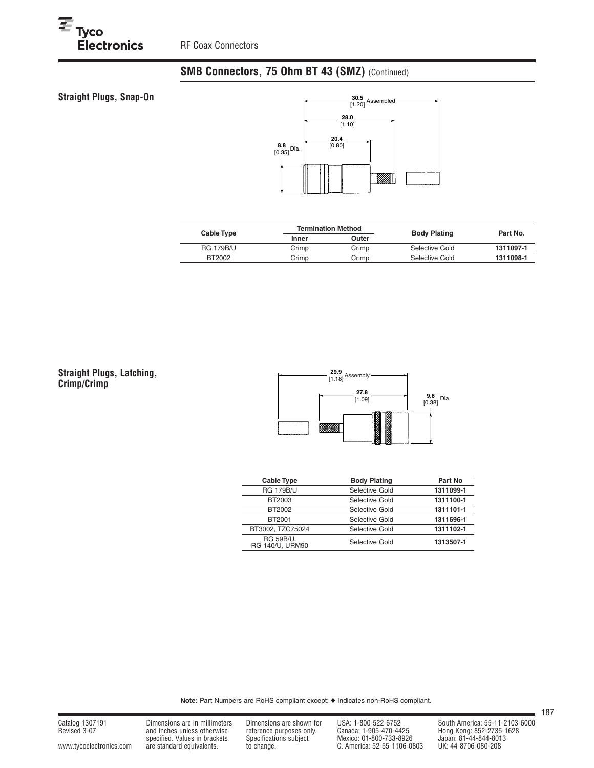## SMB Connectors, 75 Ohm BT 43 (SMZ) (Continued)

### Straight Plugs, Snap-On

30.5 [1.20] Assembled

28.0 [1.10]

20.4 [0.80]

8.8 [0.35] Dia.

| Cable Type | Termination Method | | Body Plating | Part No. |
|---|---|---|---|---|
| | Inner | Outer | | |
| RG 179B/U | Crimp | Crimp | Selective Gold | **1311097-1** |
| BT2002 | Crimp | Crimp | Selective Gold | **1311098-1** |

### Straight Plugs, Latching, Crimp/Crimp

29.9 [1.18] Assembly

27.8 [1.09]

9.6 [0.38] Dia.

| Cable Type | Body Plating | Part No |
|---|---|---|
| RG 179B/U | Selective Gold | **1311099-1** |
| BT2003 | Selective Gold | **1311100-1** |
| BT2002 | Selective Gold | **1311101-1** |
| BT2001 | Selective Gold | **1311696-1** |
| BT3002, TZC75024 | Selective Gold | **1311102-1** |
| RG 59B/U, RG 140/U, URM90 | Selective Gold | **1313507-1** |

**Note:** Part Numbers are RoHS compliant except: ♦ Indicates non-RoHS compliant.

Catalog 1307191
Revised 3-07

www.tycoelectronics.com

Dimensions are in millimeters and inches unless otherwise specified. Values in brackets are standard equivalents.

Dimensions are shown for reference purposes only. Specifications subject to change.

USA: 1-800-522-6752
Canada: 1-905-470-4425
Mexico: 01-800-733-8926
C. America: 52-55-1106-0803

South America: 55-11-2103-6000
Hong Kong: 852-2735-1628
Japan: 81-44-844-8013
UK: 44-8706-080-208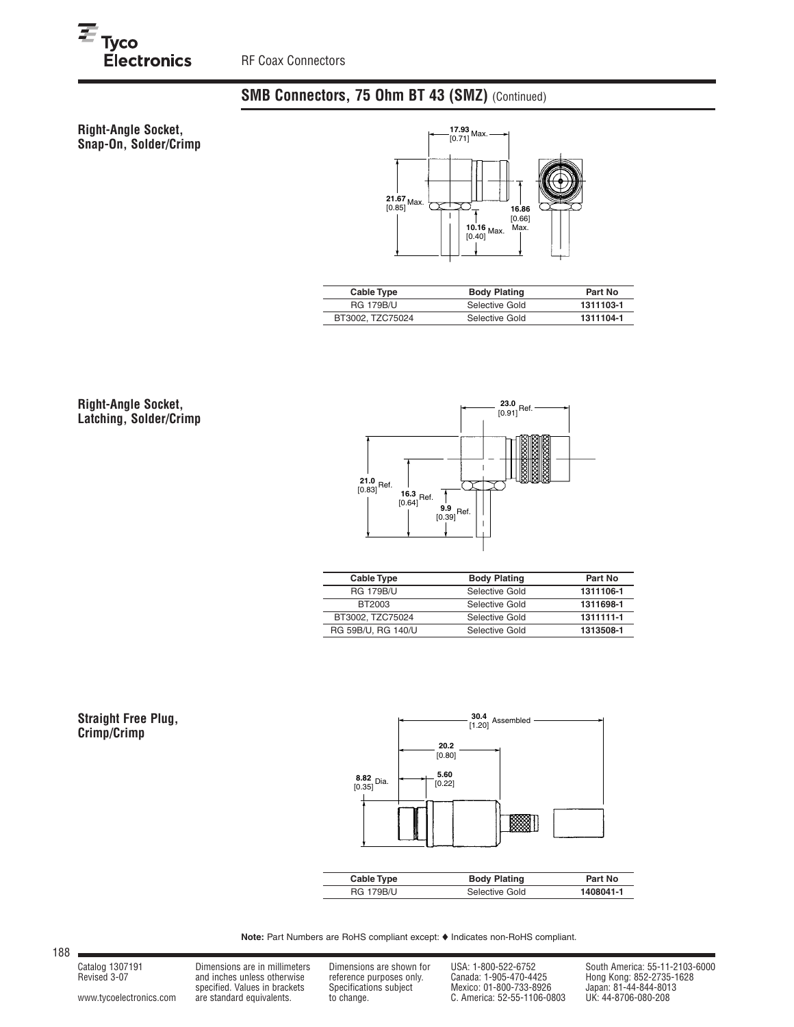## SMB Connectors, 75 Ohm BT 43 (SMZ) (Continued)

### Right-Angle Socket, Snap-On, Solder/Crimp

17.93 [0.71] Max.
21.67 [0.85] Max.
16.86 [0.66] Max.
10.16 [0.40] Max.

| Cable Type | Body Plating | Part No |
|---|---|---|
| RG 179B/U | Selective Gold | **1311103-1** |
| BT3002, TZC75024 | Selective Gold | **1311104-1** |

### Right-Angle Socket, Latching, Solder/Crimp

23.0 [0.91] Ref.
21.0 [0.83] Ref.
16.3 [0.64] Ref.
9.9 [0.39] Ref.

| Cable Type | Body Plating | Part No |
|---|---|---|
| RG 179B/U | Selective Gold | **1311106-1** |
| BT2003 | Selective Gold | **1311698-1** |
| BT3002, TZC75024 | Selective Gold | **1311111-1** |
| RG 59B/U, RG 140/U | Selective Gold | **1313508-1** |

### Straight Free Plug, Crimp/Crimp

30.4 [1.20] Assembled
20.2 [0.80]
5.60 [0.22]
8.82 [0.35] Dia.

| Cable Type | Body Plating | Part No |
|---|---|---|
| RG 179B/U | Selective Gold | **1408041-1** |

**Note:** Part Numbers are RoHS compliant except: ♦ Indicates non-RoHS compliant.

Catalog 1307191
Revised 3-07

www.tycoelectronics.com

Dimensions are in millimeters and inches unless otherwise specified. Values in brackets are standard equivalents.

Dimensions are shown for reference purposes only. Specifications subject to change.

USA: 1-800-522-6752
Canada: 1-905-470-4425
Mexico: 01-800-733-8926
C. America: 52-55-1106-0803

South America: 55-11-2103-6000
Hong Kong: 852-2735-1628
Japan: 81-44-844-8013
UK: 44-8706-080-208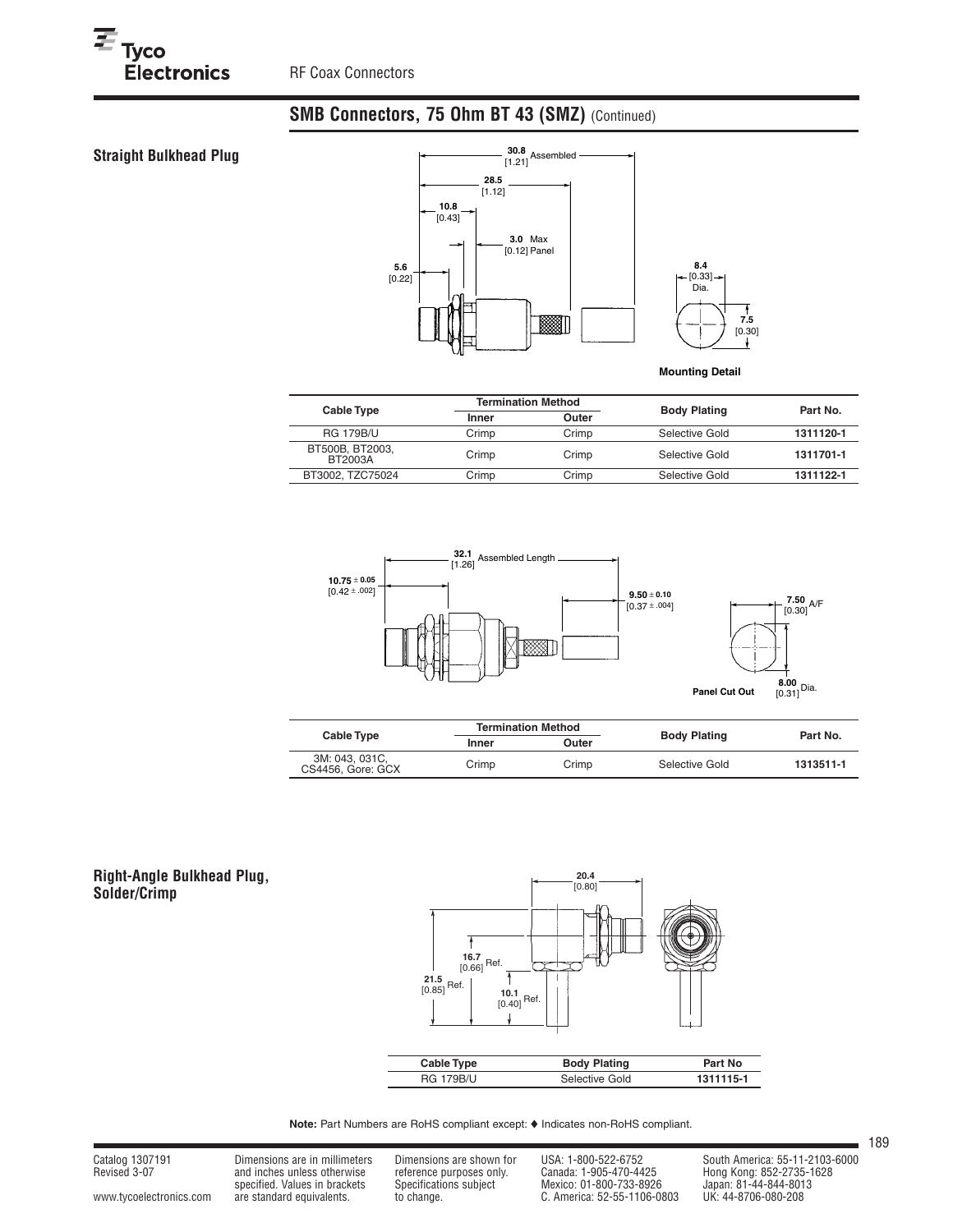## SMB Connectors, 75 Ohm BT 43 (SMZ) (Continued)

### Straight Bulkhead Plug

30.8 [1.21] Assembled

28.5 [1.12]

10.8 [0.43]

3.0 Max [0.12] Panel

5.6 [0.22]

8.4 [0.33] Dia.

7.5 [0.30]

**Mounting Detail**

| Cable Type | Termination Method | | Body Plating | Part No. |
|---|---|---|---|---|
| | Inner | Outer | | |
| RG 179B/U | Crimp | Crimp | Selective Gold | **1311120-1** |
| BT500B, BT2003, BT2003A | Crimp | Crimp | Selective Gold | **1311701-1** |
| BT3002, TZC75024 | Crimp | Crimp | Selective Gold | **1311122-1** |

32.1 [1.26] Assembled Length

10.75 ± 0.05 [0.42 ± .002]

9.50 ± 0.10 [0.37 ± .004]

7.50 [0.30] A/F

8.00 [0.31] Dia.

**Panel Cut Out**

| Cable Type | Termination Method | | Body Plating | Part No. |
|---|---|---|---|---|
| | Inner | Outer | | |
| 3M: 043, 031C, CS4456, Gore: GCX | Crimp | Crimp | Selective Gold | **1313511-1** |

### Right-Angle Bulkhead Plug, Solder/Crimp

20.4 [0.80]

16.7 [0.66] Ref.

21.5 [0.85] Ref.

10.1 [0.40] Ref.

| Cable Type | Body Plating | Part No |
|---|---|---|
| RG 179B/U | Selective Gold | **1311115-1** |

**Note:** Part Numbers are RoHS compliant except: ♦ Indicates non-RoHS compliant.

Catalog 1307191
Revised 3-07

www.tycoelectronics.com

Dimensions are in millimeters and inches unless otherwise specified. Values in brackets are standard equivalents.

Dimensions are shown for reference purposes only. Specifications subject to change.

USA: 1-800-522-6752
Canada: 1-905-470-4425
Mexico: 01-800-733-8926
C. America: 52-55-1106-0803

South America: 55-11-2103-6000
Hong Kong: 852-2735-1628
Japan: 81-44-844-8013
UK: 44-8706-080-208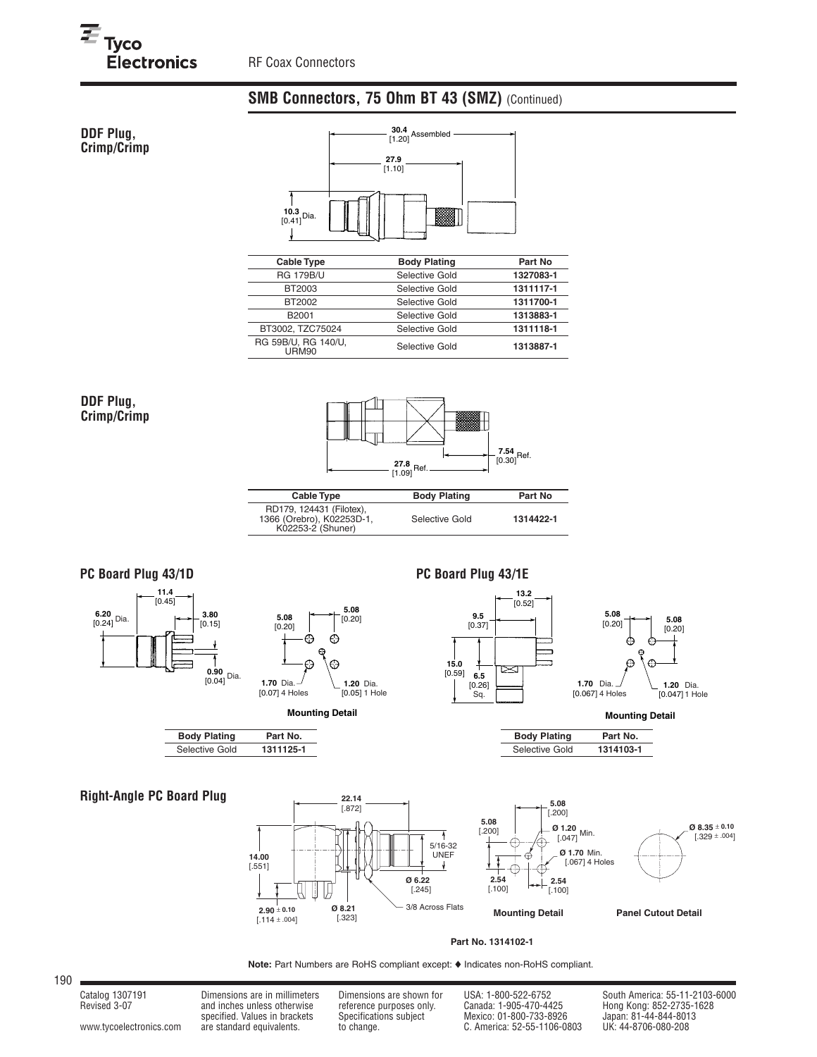## SMB Connectors, 75 Ohm BT 43 (SMZ) (Continued)

### DDF Plug, Crimp/Crimp

30.4 [1.20] Assembled

27.9 [1.10]

10.3 [0.41] Dia.

| Cable Type | Body Plating | Part No |
|---|---|---|
| RG 179B/U | Selective Gold | **1327083-1** |
| BT2003 | Selective Gold | **1311117-1** |
| BT2002 | Selective Gold | **1311700-1** |
| B2001 | Selective Gold | **1313883-1** |
| BT3002, TZC75024 | Selective Gold | **1311118-1** |
| RG 59B/U, RG 140/U, URM90 | Selective Gold | **1313887-1** |

### DDF Plug, Crimp/Crimp

7.54 [0.30] Ref.

27.8 [1.09] Ref.

| Cable Type | Body Plating | Part No |
|---|---|---|
| RD179, 124431 (Filotex), 1366 (Orebro), K02253D-1, K02253-2 (Shuner) | Selective Gold | **1314422-1** |

### PC Board Plug 43/1D

11.4 [0.45]

6.20 [0.24] Dia.

3.80 [0.15]

0.90 [0.04] Dia.

5.08 [0.20]

5.08 [0.20]

1.70 Dia. [0.07] 4 Holes

1.20 Dia. [0.05] 1 Hole

**Mounting Detail**

| Body Plating | Part No. |
|---|---|
| Selective Gold | **1311125-1** |

### PC Board Plug 43/1E

13.2 [0.52]

9.5 [0.37]

15.0 [0.59]

6.5 [0.26] Sq.

5.08 [0.20]

5.08 [0.20]

1.70 Dia. [0.067] 4 Holes

1.20 Dia. [0.047] 1 Hole

**Mounting Detail**

| Body Plating | Part No. |
|---|---|
| Selective Gold | **1314103-1** |

### Right-Angle PC Board Plug

22.14 [.872]

14.00 [.551]

5/16-32 UNEF

Ø 6.22 [.245]

3/8 Across Flats

2.90 ± 0.10 [.114 ± .004]

Ø 8.21 [.323]

5.08 [.200]

5.08 [.200]

Ø 1.20 [.047] Min.

Ø 1.70 Min. [.067] 4 Holes

2.54 [.100]

2.54 [.100]

**Mounting Detail**

Ø 8.35 ± 0.10 [.329 ± .004]

**Panel Cutout Detail**

**Part No. 1314102-1**

**Note:** Part Numbers are RoHS compliant except: ♦ Indicates non-RoHS compliant.

Catalog 1307191
Revised 3-07

www.tycoelectronics.com

Dimensions are in millimeters and inches unless otherwise specified. Values in brackets are standard equivalents.

Dimensions are shown for reference purposes only. Specifications subject to change.

USA: 1-800-522-6752
Canada: 1-905-470-4425
Mexico: 01-800-733-8926
C. America: 52-55-1106-0803

South America: 55-11-2103-6000
Hong Kong: 852-2735-1628
Japan: 81-44-844-8013
UK: 44-8706-080-208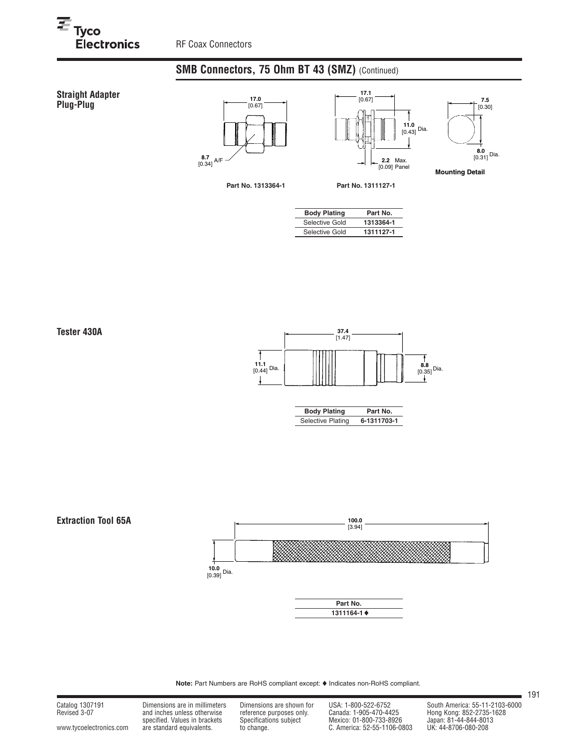## SMB Connectors, 75 Ohm BT 43 (SMZ) (Continued)

### Straight Adapter Plug-Plug

17.0 [0.67]

8.7 [0.34] A/F

Part No. 1313364-1

17.1 [0.67]

11.0 [0.43] Dia.

2.2 Max. [0.09] Panel

Part No. 1311127-1

7.5 [0.30]

8.0 [0.31] Dia.

Mounting Detail

| Body Plating | Part No. |
| --- | --- |
| Selective Gold | **1313364-1** |
| Selective Gold | **1311127-1** |

### Tester 430A

37.4 [1.47]

11.1 [0.44] Dia.

8.8 [0.35] Dia.

| Body Plating | Part No. |
| --- | --- |
| Selective Plating | **6-1311703-1** |

### Extraction Tool 65A

100.0 [3.94]

10.0 [0.39] Dia.

| Part No. |
| --- |
| **1311164-1 ♦** |

**Note:** Part Numbers are RoHS compliant except: ♦ Indicates non-RoHS compliant.

Catalog 1307191
Revised 3-07

www.tycoelectronics.com

Dimensions are in millimeters and inches unless otherwise specified. Values in brackets are standard equivalents.

Dimensions are shown for reference purposes only. Specifications subject to change.

USA: 1-800-522-6752
Canada: 1-905-470-4425
Mexico: 01-800-733-8926
C. America: 52-55-1106-0803

South America: 55-11-2103-6000
Hong Kong: 852-2735-1628
Japan: 81-44-844-8013
UK: 44-8706-080-208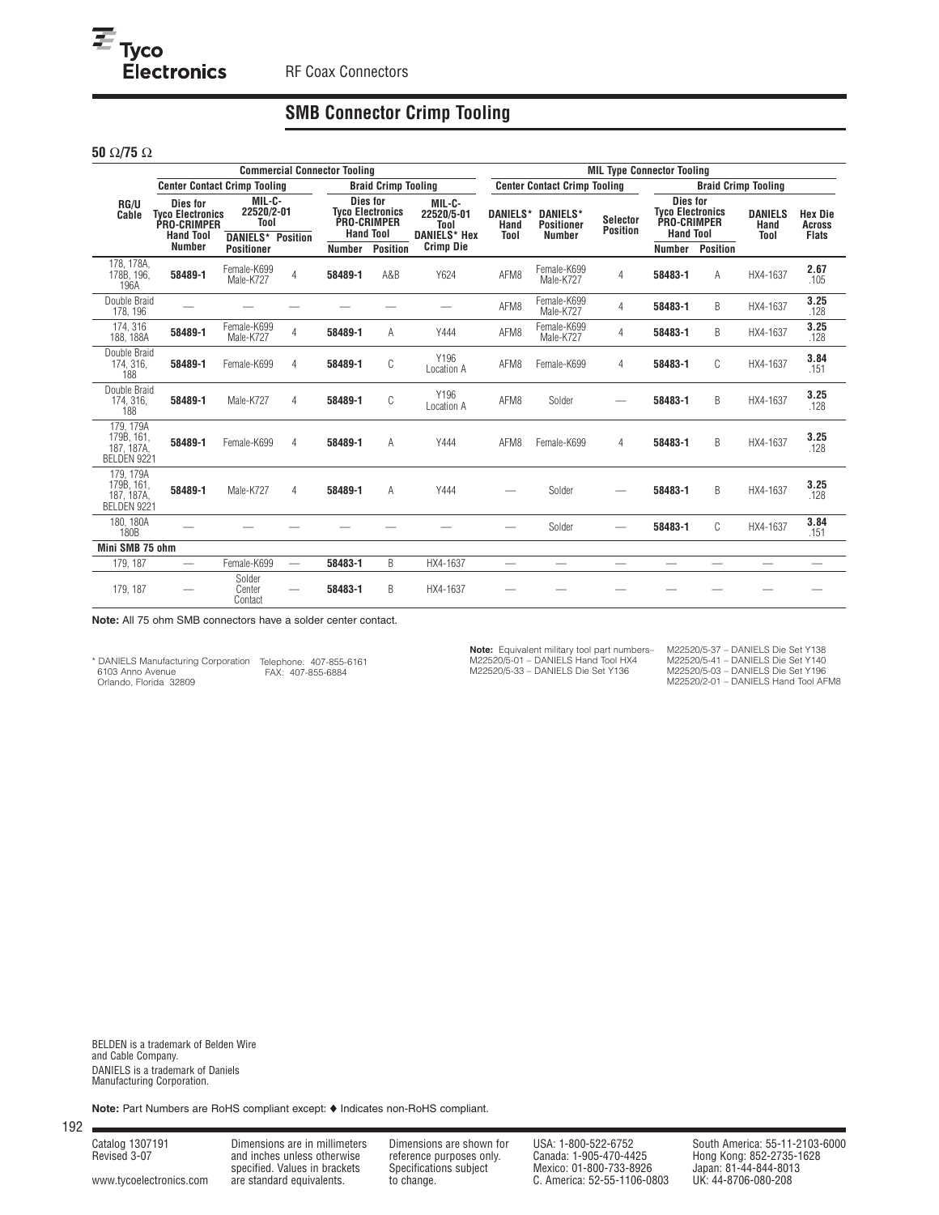## SMB Connector Crimp Tooling

**50 Ω/75 Ω**

| RG/U Cable | Commercial Connector Tooling | | | | | | MIL Type Connector Tooling | | | | | | | |
|---|---|---|---|---|---|---|---|---|---|---|---|---|---|---|
| | Center Contact Crimp Tooling | | | Braid Crimp Tooling | | | Center Contact Crimp Tooling | | | Braid Crimp Tooling | | | | |
| | Dies for Tyco Electronics PRO-CRIMPER Hand Tool Number | MIL-C-22520/2-01 Tool DANIELS* Positioner | Position | Dies for Tyco Electronics PRO-CRIMPER Hand Tool Number | Position | MIL-C-22520/5-01 Tool DANIELS* Hex Crimp Die | DANIELS* Hand Tool | DANIELS* Positioner Number | Selector Position | Dies for Tyco Electronics PRO-CRIMPER Hand Tool Number | Position | DANIELS Hand Tool | Hex Die Across Flats |
| 178, 178A, 178B, 196, 196A | **58489-1** | Female-K699 Male-K727 | 4 | **58489-1** | A&B | Y624 | AFM8 | Female-K699 Male-K727 | 4 | **58483-1** | A | HX4-1637 | **2.67** .105 |
| Double Braid 178, 196 | — | — | — | — | — | — | AFM8 | Female-K699 Male-K727 | 4 | **58483-1** | B | HX4-1637 | **3.25** .128 |
| 174, 316 188, 188A | **58489-1** | Female-K699 Male-K727 | 4 | **58489-1** | A | Y444 | AFM8 | Female-K699 Male-K727 | 4 | **58483-1** | B | HX4-1637 | **3.25** .128 |
| Double Braid 174, 316, 188 | **58489-1** | Female-K699 | 4 | **58489-1** | C | Y196 Location A | AFM8 | Female-K699 | 4 | **58483-1** | C | HX4-1637 | **3.84** .151 |
| Double Braid 174, 316, 188 | **58489-1** | Male-K727 | 4 | **58489-1** | C | Y196 Location A | AFM8 | Solder | — | **58483-1** | B | HX4-1637 | **3.25** .128 |
| 179, 179A 179B, 161, 187, 187A, BELDEN 9221 | **58489-1** | Female-K699 | 4 | **58489-1** | A | Y444 | AFM8 | Female-K699 | 4 | **58483-1** | B | HX4-1637 | **3.25** .128 |
| 179, 179A 179B, 161, 187, 187A, BELDEN 9221 | **58489-1** | Male-K727 | 4 | **58489-1** | A | Y444 | — | Solder | — | **58483-1** | B | HX4-1637 | **3.25** .128 |
| 180, 180A 180B | — | — | — | — | — | — | — | Solder | — | **58483-1** | C | HX4-1637 | **3.84** .151 |
| **Mini SMB 75 ohm** | | | | | | | | | | | | | |
| 179, 187 | — | Female-K699 | — | **58483-1** | B | HX4-1637 | — | — | — | — | — | — | — |
| 179, 187 | — | Solder Center Contact | — | **58483-1** | B | HX4-1637 | — | — | — | — | — | — | — |

**Note:** All 75 ohm SMB connectors have a solder center contact.

\* DANIELS Manufacturing Corporation
6103 Anno Avenue
Orlando, Florida 32809

Telephone: 407-855-6161
FAX: 407-855-6884

**Note:** Equivalent military tool part numbers–
M22520/5-01 – DANIELS Hand Tool HX4
M22520/5-33 – DANIELS Die Set Y136
M22520/5-37 – DANIELS Die Set Y138
M22520/5-41 – DANIELS Die Set Y140
M22520/5-03 – DANIELS Die Set Y196
M22520/2-01 – DANIELS Hand Tool AFM8

BELDEN is a trademark of Belden Wire and Cable Company.
DANIELS is a trademark of Daniels Manufacturing Corporation.

**Note:** Part Numbers are RoHS compliant except: ♦ Indicates non-RoHS compliant.

Catalog 1307191
Revised 3-07

www.tycoelectronics.com

Dimensions are in millimeters and inches unless otherwise specified. Values in brackets are standard equivalents.

Dimensions are shown for reference purposes only. Specifications subject to change.

USA: 1-800-522-6752
Canada: 1-905-470-4425
Mexico: 01-800-733-8926
C. America: 52-55-1106-0803

South America: 55-11-2103-6000
Hong Kong: 852-2735-1628
Japan: 81-44-844-8013
UK: 44-8706-080-208